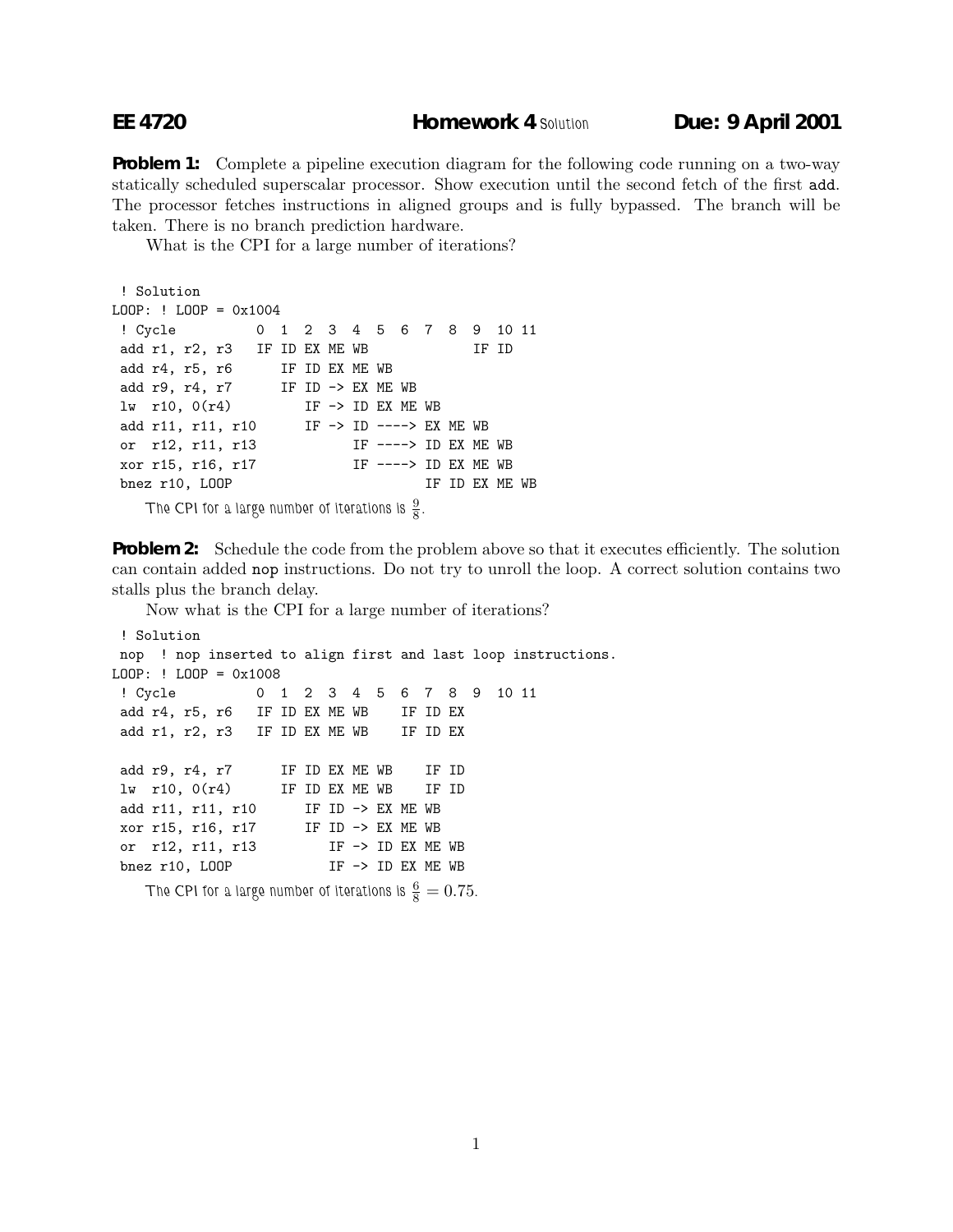**EE 4720** **Homework 4** Solution **Due: 9 April 2001**

**Problem 1:** Complete a pipeline execution diagram for the following code running on a two-way statically scheduled superscalar processor. Show execution until the second fetch of the first `add`. The processor fetches instructions in aligned groups and is fully bypassed. The branch will be taken. There is no branch prediction hardware.

What is the CPI for a large number of iterations?

```
 ! Solution
LOOP: ! LOOP = 0x1004
 ! Cycle          0  1  2  3  4  5  6  7  8  9  10 11
 add r1, r2, r3   IF ID EX ME WB             IF ID
 add r4, r5, r6      IF ID EX ME WB
 add r9, r4, r7      IF ID -> EX ME WB
 lw  r10, 0(r4)         IF -> ID EX ME WB
 add r11, r11, r10      IF -> ID ----> EX ME WB
 or  r12, r11, r13            IF ----> ID EX ME WB
 xor r15, r16, r17            IF ----> ID EX ME WB
 bnez r10, LOOP                        IF ID EX ME WB
```

The CPI for a large number of iterations is $\frac{9}{8}$.

**Problem 2:** Schedule the code from the problem above so that it executes efficiently. The solution can contain added `nop` instructions. Do not try to unroll the loop. A correct solution contains two stalls plus the branch delay.

Now what is the CPI for a large number of iterations?

```
 ! Solution
 nop  ! nop inserted to align first and last loop instructions.
LOOP: ! LOOP = 0x1008
 ! Cycle          0  1  2  3  4  5  6  7  8  9  10 11
 add r4, r5, r6   IF ID EX ME WB    IF ID EX
 add r1, r2, r3   IF ID EX ME WB    IF ID EX

 add r9, r4, r7      IF ID EX ME WB    IF ID
 lw  r10, 0(r4)      IF ID EX ME WB    IF ID
 add r11, r11, r10      IF ID -> EX ME WB
 xor r15, r16, r17      IF ID -> EX ME WB
 or  r12, r11, r13         IF -> ID EX ME WB
 bnez r10, LOOP            IF -> ID EX ME WB
```

The CPI for a large number of iterations is $\frac{6}{8} = 0.75$.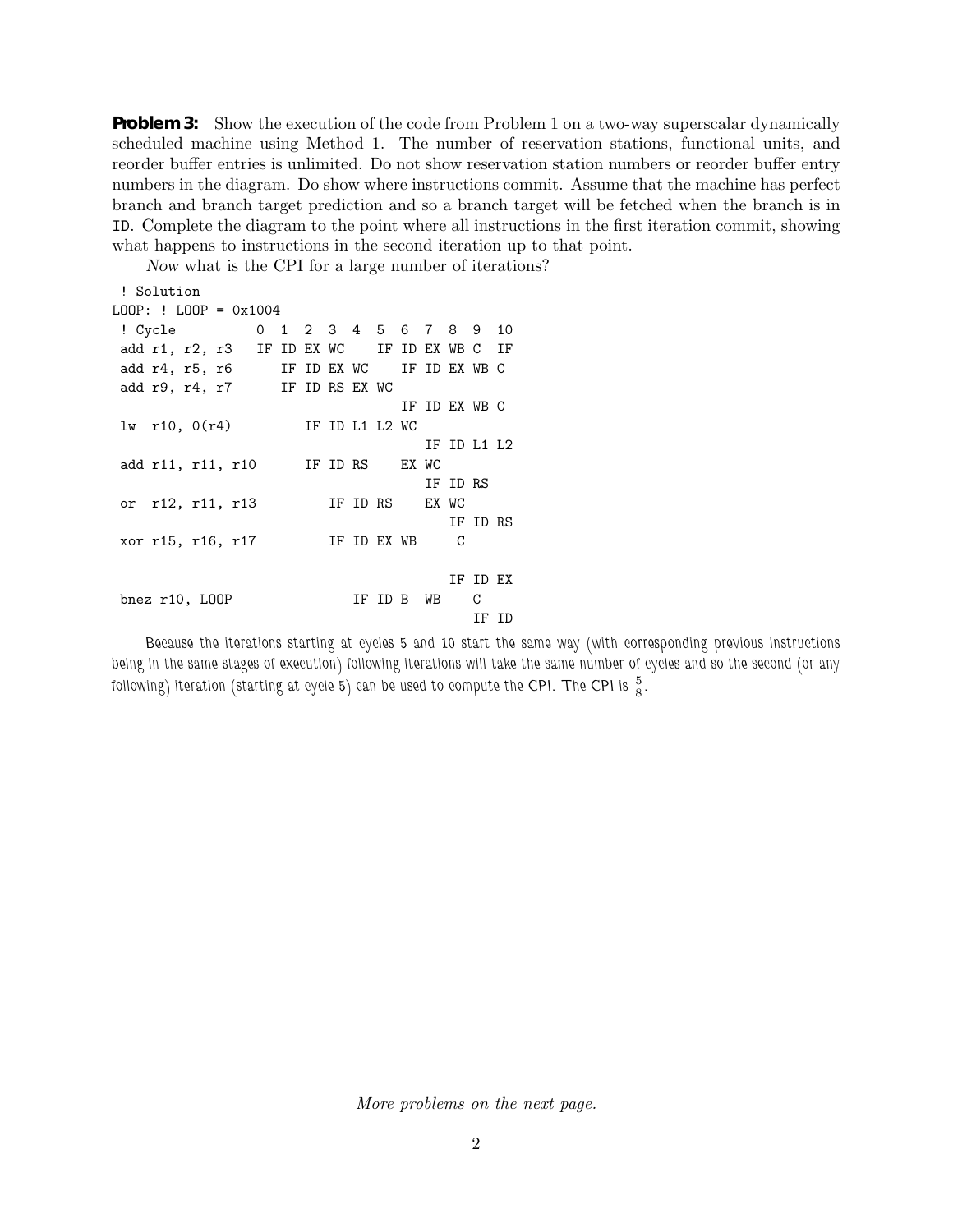**Problem 3:** Show the execution of the code from Problem 1 on a two-way superscalar dynamically scheduled machine using Method 1. The number of reservation stations, functional units, and reorder buffer entries is unlimited. Do not show reservation station numbers or reorder buffer entry numbers in the diagram. Do show where instructions commit. Assume that the machine has perfect branch and branch target prediction and so a branch target will be fetched when the branch is in ID. Complete the diagram to the point where all instructions in the first iteration commit, showing what happens to instructions in the second iteration up to that point.

*Now* what is the CPI for a large number of iterations?

```
 ! Solution
LOOP: ! LOOP = 0x1004
 ! Cycle          0  1  2  3  4  5  6  7  8  9  10
 add r1, r2, r3   IF ID EX WC    IF ID EX WB C  IF
 add r4, r5, r6      IF ID EX WC    IF ID EX WB C
 add r9, r4, r7      IF ID RS EX WC
                                    IF ID EX WB C
 lw  r10, 0(r4)         IF ID L1 L2 WC
                                       IF ID L1 L2
 add r11, r11, r10      IF ID RS    EX WC
                                       IF ID RS
 or  r12, r11, r13         IF ID RS    EX WC
                                          IF ID RS
 xor r15, r16, r17         IF ID EX WB     C

                                          IF ID EX
 bnez r10, LOOP               IF ID B  WB    C
                                             IF ID
```

Because the iterations starting at cycles 5 and 10 start the same way (with corresponding previous instructions being in the same stages of execution) following iterations will take the same number of cycles and so the second (or any following) iteration (starting at cycle 5) can be used to compute the CPI. The CPI is $\frac{5}{8}$.

*More problems on the next page.*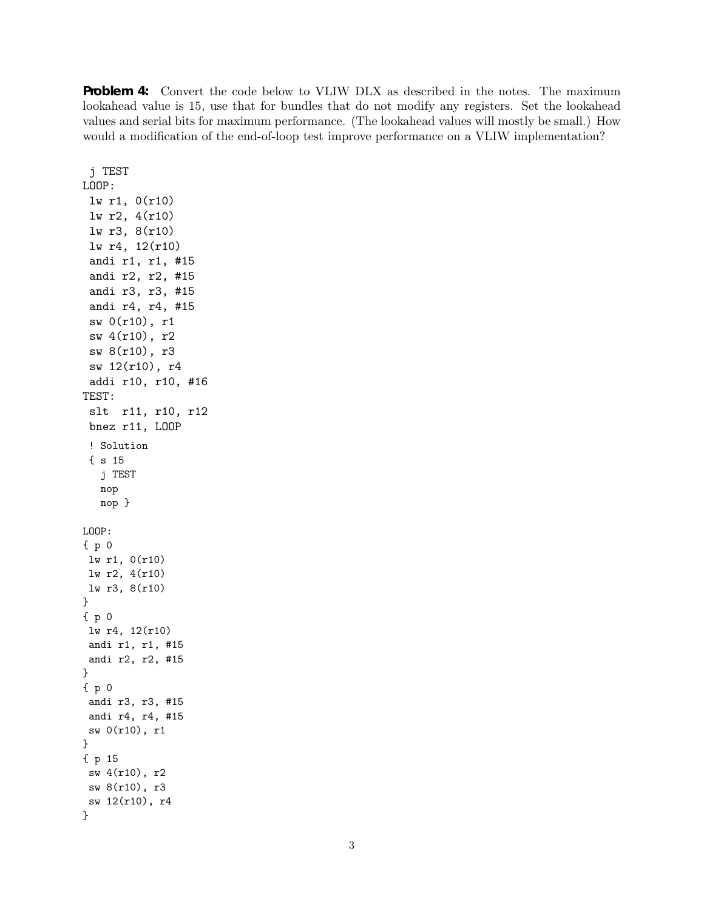**Problem 4:** Convert the code below to VLIW DLX as described in the notes. The maximum lookahead value is 15, use that for bundles that do not modify any registers. Set the lookahead values and serial bits for maximum performance. (The lookahead values will mostly be small.) How would a modification of the end-of-loop test improve performance on a VLIW implementation?

```
 j TEST
LOOP:
 lw r1, 0(r10)
 lw r2, 4(r10)
 lw r3, 8(r10)
 lw r4, 12(r10)
 andi r1, r1, #15
 andi r2, r2, #15
 andi r3, r3, #15
 andi r4, r4, #15
 sw 0(r10), r1
 sw 4(r10), r2
 sw 8(r10), r3
 sw 12(r10), r4
 addi r10, r10, #16
TEST:
 slt  r11, r10, r12
 bnez r11, LOOP
```

```
 ! Solution
 { s 15
   j TEST
   nop
   nop }

LOOP:
{ p 0
 lw r1, 0(r10)
 lw r2, 4(r10)
 lw r3, 8(r10)
}
{ p 0
 lw r4, 12(r10)
 andi r1, r1, #15
 andi r2, r2, #15
}
{ p 0
 andi r3, r3, #15
 andi r4, r4, #15
 sw 0(r10), r1
}
{ p 15
 sw 4(r10), r2
 sw 8(r10), r3
 sw 12(r10), r4
}
```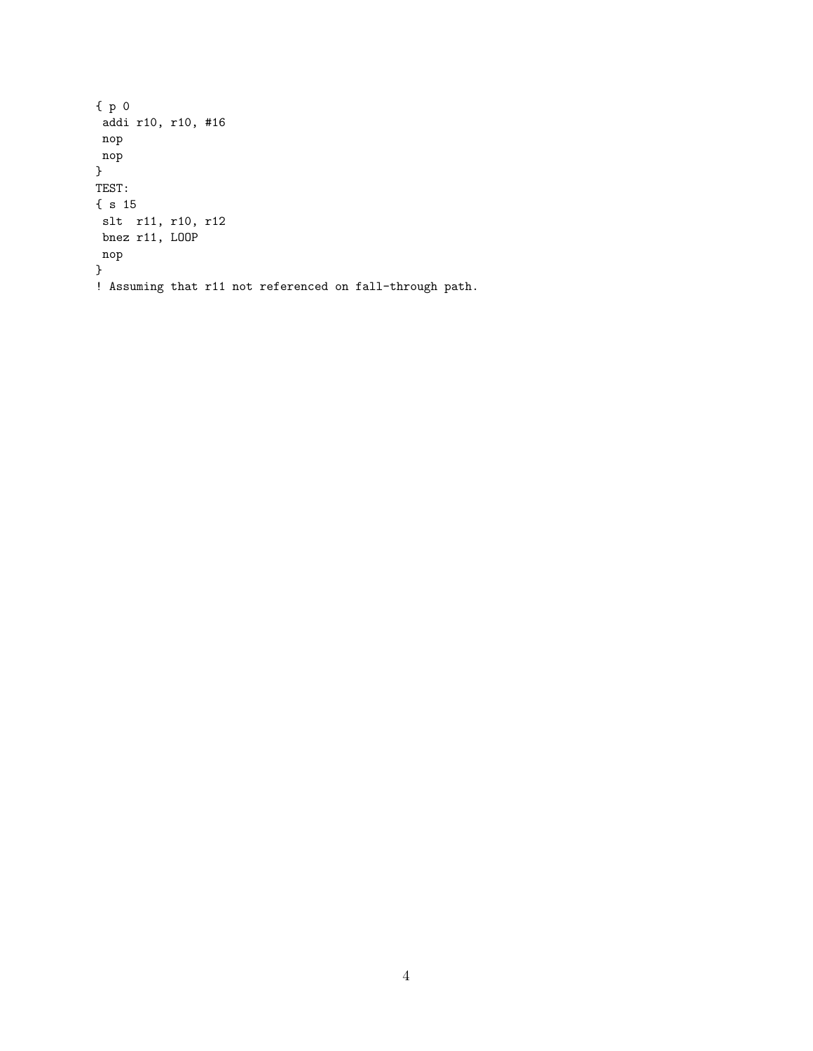```
{ p 0
 addi r10, r10, #16
 nop
 nop
}
TEST:
{ s 15
 slt  r11, r10, r12
 bnez r11, LOOP
 nop
}
! Assuming that r11 not referenced on fall-through path.
```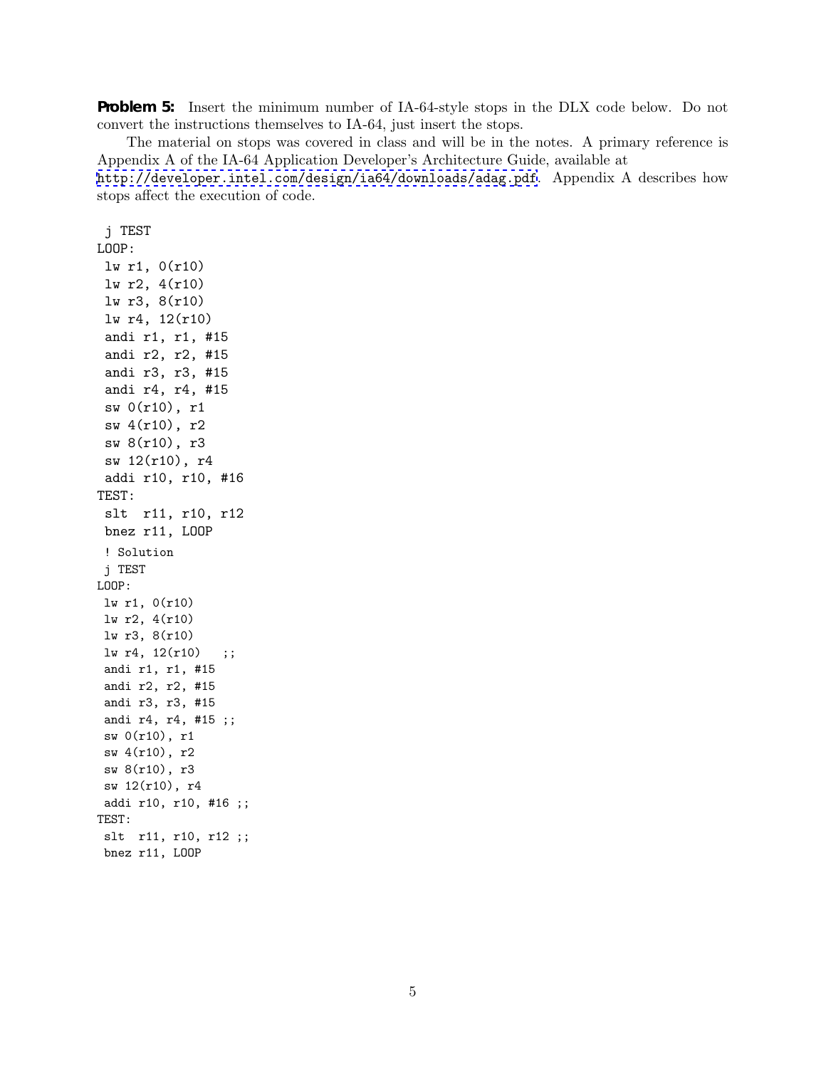**Problem 5:** Insert the minimum number of IA-64-style stops in the DLX code below. Do not convert the instructions themselves to IA-64, just insert the stops.

The material on stops was covered in class and will be in the notes. A primary reference is Appendix A of the IA-64 Application Developer's Architecture Guide, available at http://developer.intel.com/design/ia64/downloads/adag.pdf. Appendix A describes how stops affect the execution of code.

```
 j TEST
LOOP:
 lw r1, 0(r10)
 lw r2, 4(r10)
 lw r3, 8(r10)
 lw r4, 12(r10)
 andi r1, r1, #15
 andi r2, r2, #15
 andi r3, r3, #15
 andi r4, r4, #15
 sw 0(r10), r1
 sw 4(r10), r2
 sw 8(r10), r3
 sw 12(r10), r4
 addi r10, r10, #16
TEST:
 slt  r11, r10, r12
 bnez r11, LOOP
```

```
 ! Solution
 j TEST
LOOP:
 lw r1, 0(r10)
 lw r2, 4(r10)
 lw r3, 8(r10)
 lw r4, 12(r10)   ;;
 andi r1, r1, #15
 andi r2, r2, #15
 andi r3, r3, #15
 andi r4, r4, #15 ;;
 sw 0(r10), r1
 sw 4(r10), r2
 sw 8(r10), r3
 sw 12(r10), r4
 addi r10, r10, #16 ;;
TEST:
 slt  r11, r10, r12 ;;
 bnez r11, LOOP
```